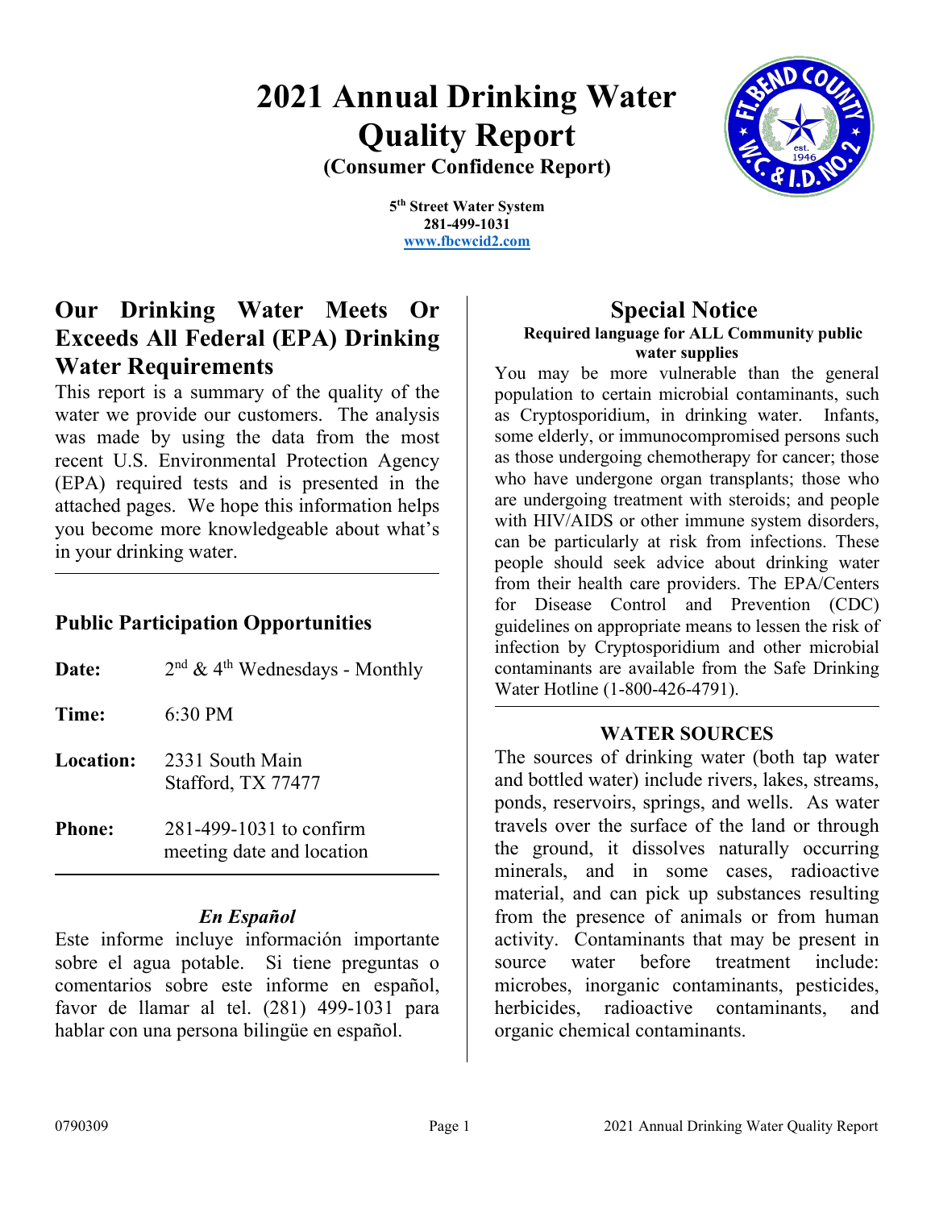# 2021 Annual Drinking Water Quality Report

**(Consumer Confidence Report)**

**5th Street Water System**
**281-499-1031**
**www.fbcwcid2.com**

## Our Drinking Water Meets Or Exceeds All Federal (EPA) Drinking Water Requirements

This report is a summary of the quality of the water we provide our customers. The analysis was made by using the data from the most recent U.S. Environmental Protection Agency (EPA) required tests and is presented in the attached pages. We hope this information helps you become more knowledgeable about what's in your drinking water.

## Public Participation Opportunities

**Date:** 2nd & 4th Wednesdays - Monthly

**Time:** 6:30 PM

**Location:** 2331 South Main
Stafford, TX 77477

**Phone:** 281-499-1031 to confirm meeting date and location

### *En Español*

Este informe incluye información importante sobre el agua potable. Si tiene preguntas o comentarios sobre este informe en español, favor de llamar al tel. (281) 499-1031 para hablar con una persona bilingüe en español.

## Special Notice

**Required language for ALL Community public water supplies**

You may be more vulnerable than the general population to certain microbial contaminants, such as Cryptosporidium, in drinking water. Infants, some elderly, or immunocompromised persons such as those undergoing chemotherapy for cancer; those who have undergone organ transplants; those who are undergoing treatment with steroids; and people with HIV/AIDS or other immune system disorders, can be particularly at risk from infections. These people should seek advice about drinking water from their health care providers. The EPA/Centers for Disease Control and Prevention (CDC) guidelines on appropriate means to lessen the risk of infection by Cryptosporidium and other microbial contaminants are available from the Safe Drinking Water Hotline (1-800-426-4791).

### WATER SOURCES

The sources of drinking water (both tap water and bottled water) include rivers, lakes, streams, ponds, reservoirs, springs, and wells. As water travels over the surface of the land or through the ground, it dissolves naturally occurring minerals, and in some cases, radioactive material, and can pick up substances resulting from the presence of animals or from human activity. Contaminants that may be present in source water before treatment include: microbes, inorganic contaminants, pesticides, herbicides, radioactive contaminants, and organic chemical contaminants.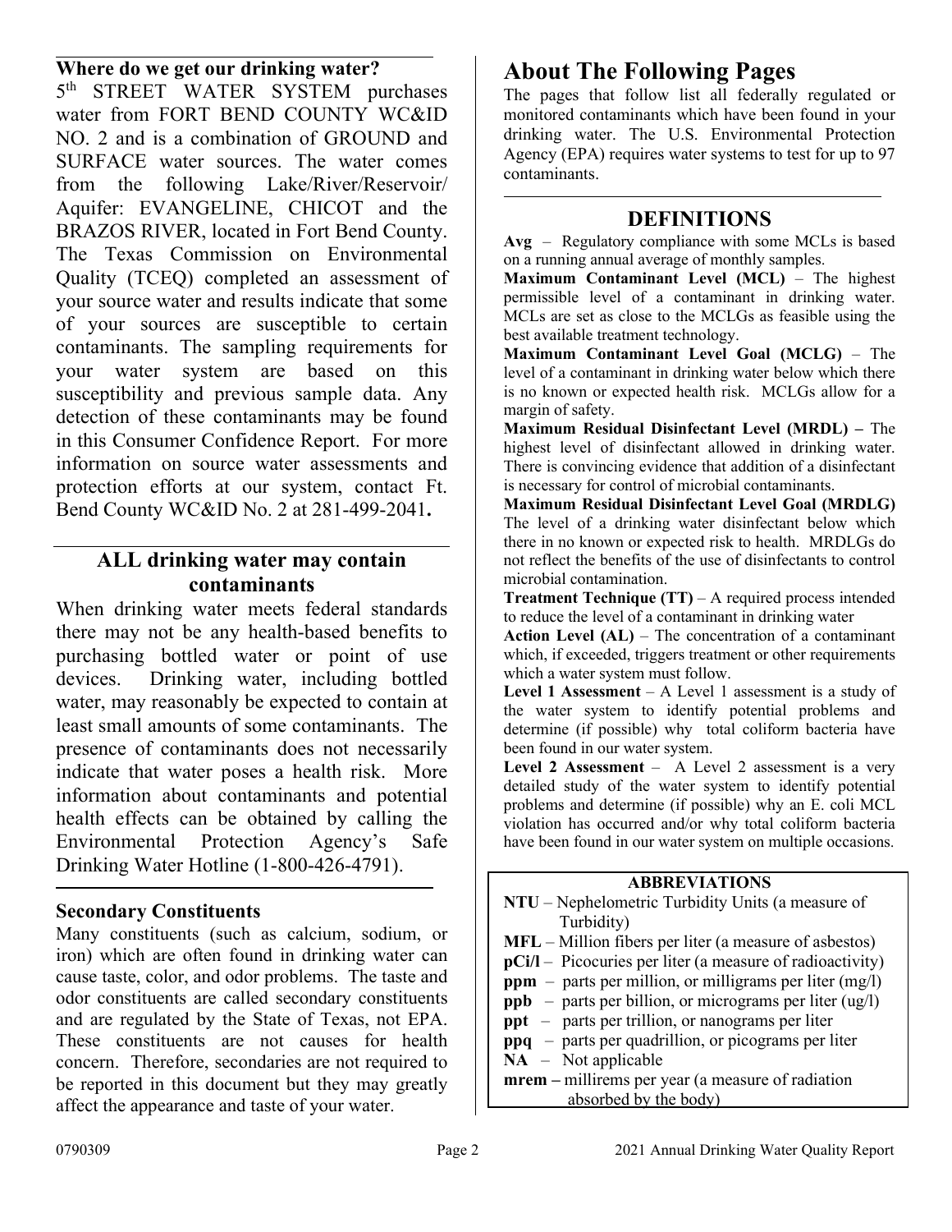### Where do we get our drinking water?

5th STREET WATER SYSTEM purchases water from FORT BEND COUNTY WC&ID NO. 2 and is a combination of GROUND and SURFACE water sources. The water comes from the following Lake/River/Reservoir/ Aquifer: EVANGELINE, CHICOT and the BRAZOS RIVER, located in Fort Bend County. The Texas Commission on Environmental Quality (TCEQ) completed an assessment of your source water and results indicate that some of your sources are susceptible to certain contaminants. The sampling requirements for your water system are based on this susceptibility and previous sample data. Any detection of these contaminants may be found in this Consumer Confidence Report. For more information on source water assessments and protection efforts at our system, contact Ft. Bend County WC&ID No. 2 at 281-499-2041**.**

## ALL drinking water may contain contaminants

When drinking water meets federal standards there may not be any health-based benefits to purchasing bottled water or point of use devices. Drinking water, including bottled water, may reasonably be expected to contain at least small amounts of some contaminants. The presence of contaminants does not necessarily indicate that water poses a health risk. More information about contaminants and potential health effects can be obtained by calling the Environmental Protection Agency's Safe Drinking Water Hotline (1-800-426-4791).

### Secondary Constituents

Many constituents (such as calcium, sodium, or iron) which are often found in drinking water can cause taste, color, and odor problems. The taste and odor constituents are called secondary constituents and are regulated by the State of Texas, not EPA. These constituents are not causes for health concern. Therefore, secondaries are not required to be reported in this document but they may greatly affect the appearance and taste of your water.

# About The Following Pages

The pages that follow list all federally regulated or monitored contaminants which have been found in your drinking water. The U.S. Environmental Protection Agency (EPA) requires water systems to test for up to 97 contaminants.

## DEFINITIONS

**Avg** – Regulatory compliance with some MCLs is based on a running annual average of monthly samples.

**Maximum Contaminant Level (MCL)** – The highest permissible level of a contaminant in drinking water. MCLs are set as close to the MCLGs as feasible using the best available treatment technology.

**Maximum Contaminant Level Goal (MCLG)** – The level of a contaminant in drinking water below which there is no known or expected health risk. MCLGs allow for a margin of safety.

**Maximum Residual Disinfectant Level (MRDL) –** The highest level of disinfectant allowed in drinking water. There is convincing evidence that addition of a disinfectant is necessary for control of microbial contaminants.

**Maximum Residual Disinfectant Level Goal (MRDLG)** The level of a drinking water disinfectant below which there in no known or expected risk to health. MRDLGs do not reflect the benefits of the use of disinfectants to control microbial contamination.

**Treatment Technique (TT)** – A required process intended to reduce the level of a contaminant in drinking water

**Action Level (AL)** – The concentration of a contaminant which, if exceeded, triggers treatment or other requirements which a water system must follow.

**Level 1 Assessment** – A Level 1 assessment is a study of the water system to identify potential problems and determine (if possible) why total coliform bacteria have been found in our water system.

**Level 2 Assessment** – A Level 2 assessment is a very detailed study of the water system to identify potential problems and determine (if possible) why an E. coli MCL violation has occurred and/or why total coliform bacteria have been found in our water system on multiple occasions.

**ABBREVIATIONS**

**NTU** – Nephelometric Turbidity Units (a measure of Turbidity)
**MFL** – Million fibers per liter (a measure of asbestos)
**pCi/l** – Picocuries per liter (a measure of radioactivity)
**ppm** – parts per million, or milligrams per liter (mg/l)
**ppb** – parts per billion, or micrograms per liter (ug/l)
**ppt** – parts per trillion, or nanograms per liter
**ppq** – parts per quadrillion, or picograms per liter
**NA** – Not applicable
**mrem –** millirems per year (a measure of radiation absorbed by the body)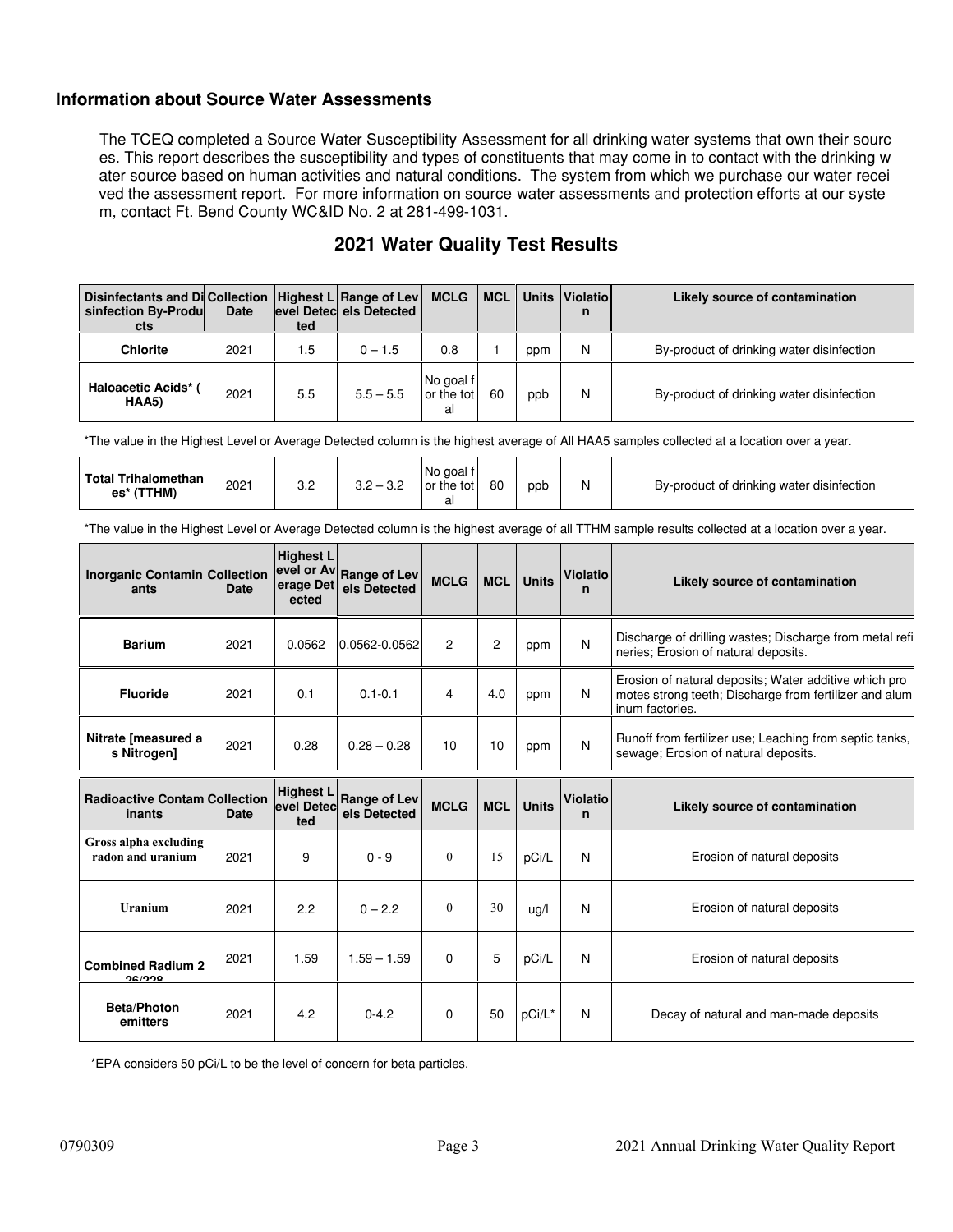### Information about Source Water Assessments

The TCEQ completed a Source Water Susceptibility Assessment for all drinking water systems that own their sources. This report describes the susceptibility and types of constituents that may come in to contact with the drinking water source based on human activities and natural conditions. The system from which we purchase our water received the assessment report. For more information on source water assessments and protection efforts at our system, contact Ft. Bend County WC&ID No. 2 at 281-499-1031.

## 2021 Water Quality Test Results

| Disinfectants and Disinfection By-Products | Collection Date | Highest Level Detected | Range of Levels Detected | MCLG | MCL | Units | Violation | Likely source of contamination |
|---|---|---|---|---|---|---|---|---|
| Chlorite | 2021 | 1.5 | 0 – 1.5 | 0.8 | 1 | ppm | N | By-product of drinking water disinfection |
| Haloacetic Acids* (HAA5) | 2021 | 5.5 | 5.5 – 5.5 | No goal for the total | 60 | ppb | N | By-product of drinking water disinfection |

*The value in the Highest Level or Average Detected column is the highest average of All HAA5 samples collected at a location over a year.

| Total Trihalomethanes* (TTHM) | 2021 | 3.2 | 3.2 – 3.2 | No goal for the total | 80 | ppb | N | By-product of drinking water disinfection |
|---|---|---|---|---|---|---|---|---|

*The value in the Highest Level or Average Detected column is the highest average of all TTHM sample results collected at a location over a year.

| Inorganic Contaminants | Collection Date | Highest Level or Average Detected | Range of Levels Detected | MCLG | MCL | Units | Violation | Likely source of contamination |
|---|---|---|---|---|---|---|---|---|
| Barium | 2021 | 0.0562 | 0.0562-0.0562 | 2 | 2 | ppm | N | Discharge of drilling wastes; Discharge from metal refineries; Erosion of natural deposits. |
| Fluoride | 2021 | 0.1 | 0.1-0.1 | 4 | 4.0 | ppm | N | Erosion of natural deposits; Water additive which promotes strong teeth; Discharge from fertilizer and aluminum factories. |
| Nitrate [measured as Nitrogen] | 2021 | 0.28 | 0.28 – 0.28 | 10 | 10 | ppm | N | Runoff from fertilizer use; Leaching from septic tanks, sewage; Erosion of natural deposits. |

| Radioactive Contaminants | Collection Date | Highest Level Detected | Range of Levels Detected | MCLG | MCL | Units | Violation | Likely source of contamination |
|---|---|---|---|---|---|---|---|---|
| Gross alpha excluding radon and uranium | 2021 | 9 | 0 - 9 | 0 | 15 | pCi/L | N | Erosion of natural deposits |
| Uranium | 2021 | 2.2 | 0 – 2.2 | 0 | 30 | ug/l | N | Erosion of natural deposits |
| Combined Radium 226/228 | 2021 | 1.59 | 1.59 – 1.59 | 0 | 5 | pCi/L | N | Erosion of natural deposits |
| Beta/Photon emitters | 2021 | 4.2 | 0-4.2 | 0 | 50 | pCi/L* | N | Decay of natural and man-made deposits |

*EPA considers 50 pCi/L to be the level of concern for beta particles.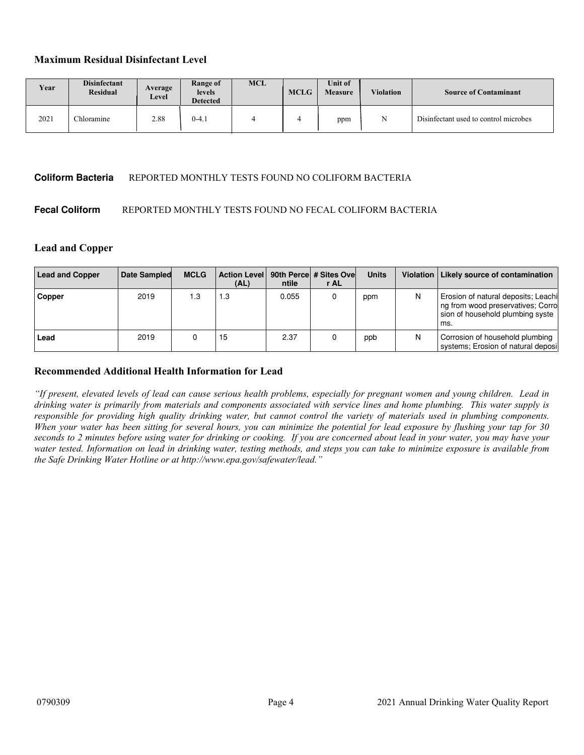### Maximum Residual Disinfectant Level

| Year | Disinfectant Residual | Average Level | Range of levels Detected | MCL | MCLG | Unit of Measure | Violation | Source of Contaminant |
|---|---|---|---|---|---|---|---|---|
| 2021 | Chloramine | 2.88 | 0-4.1 | 4 | 4 | ppm | N | Disinfectant used to control microbes |

**Coliform Bacteria** REPORTED MONTHLY TESTS FOUND NO COLIFORM BACTERIA

**Fecal Coliform** REPORTED MONTHLY TESTS FOUND NO FECAL COLIFORM BACTERIA

### Lead and Copper

| Lead and Copper | Date Sampled | MCLG | Action Level (AL) | 90th Percentile | # Sites Over AL | Units | Violation | Likely source of contamination |
|---|---|---|---|---|---|---|---|---|
| **Copper** | 2019 | 1.3 | 1.3 | 0.055 | 0 | ppm | N | Erosion of natural deposits; Leaching from wood preservatives; Corrosion of household plumbing systems. |
| **Lead** | 2019 | 0 | 15 | 2.37 | 0 | ppb | N | Corrosion of household plumbing systems; Erosion of natural deposi |

### Recommended Additional Health Information for Lead

*"If present, elevated levels of lead can cause serious health problems, especially for pregnant women and young children. Lead in drinking water is primarily from materials and components associated with service lines and home plumbing. This water supply is responsible for providing high quality drinking water, but cannot control the variety of materials used in plumbing components. When your water has been sitting for several hours, you can minimize the potential for lead exposure by flushing your tap for 30 seconds to 2 minutes before using water for drinking or cooking. If you are concerned about lead in your water, you may have your water tested. Information on lead in drinking water, testing methods, and steps you can take to minimize exposure is available from the Safe Drinking Water Hotline or at http://www.epa.gov/safewater/lead."*